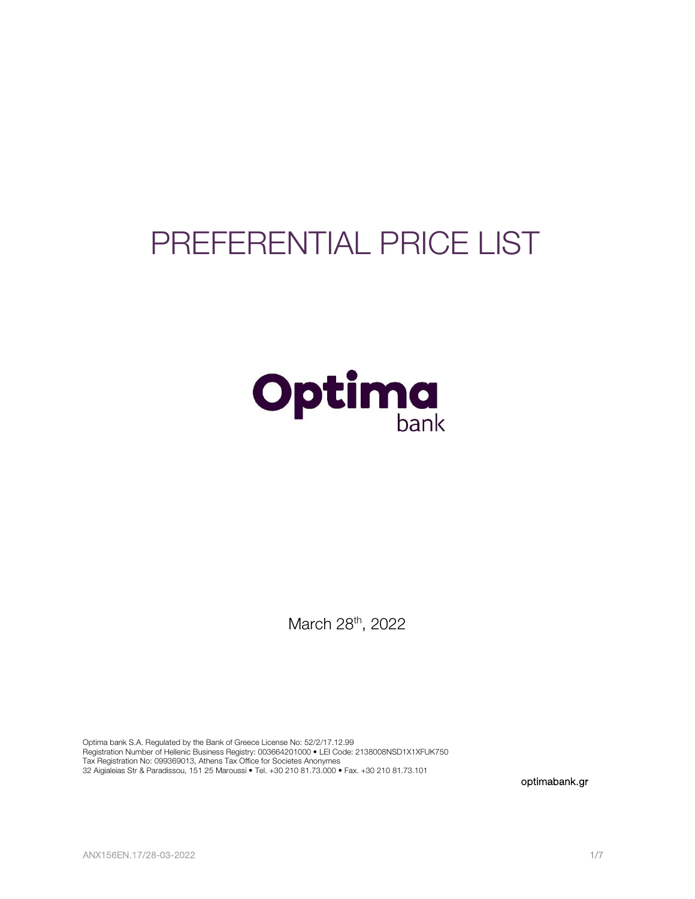# PREFERENTIAL PRICE LIST

Optima bank

March 28th, 2022

Optima bank S.A. Regulated by the Bank of Greece License No: 52/2/17.12.99
Registration Number of Hellenic Business Registry: 003664201000 • LEI Code: 2138008NSD1X1XFUK750
Tax Registration No: 099369013, Athens Tax Office for Societes Anonymes
32 Aigialeias Str & Paradissou, 151 25 Maroussi • Tel. +30 210 81.73.000 • Fax. +30 210 81.73.101

optimabank.gr

ANX156EN.17/28-03-2022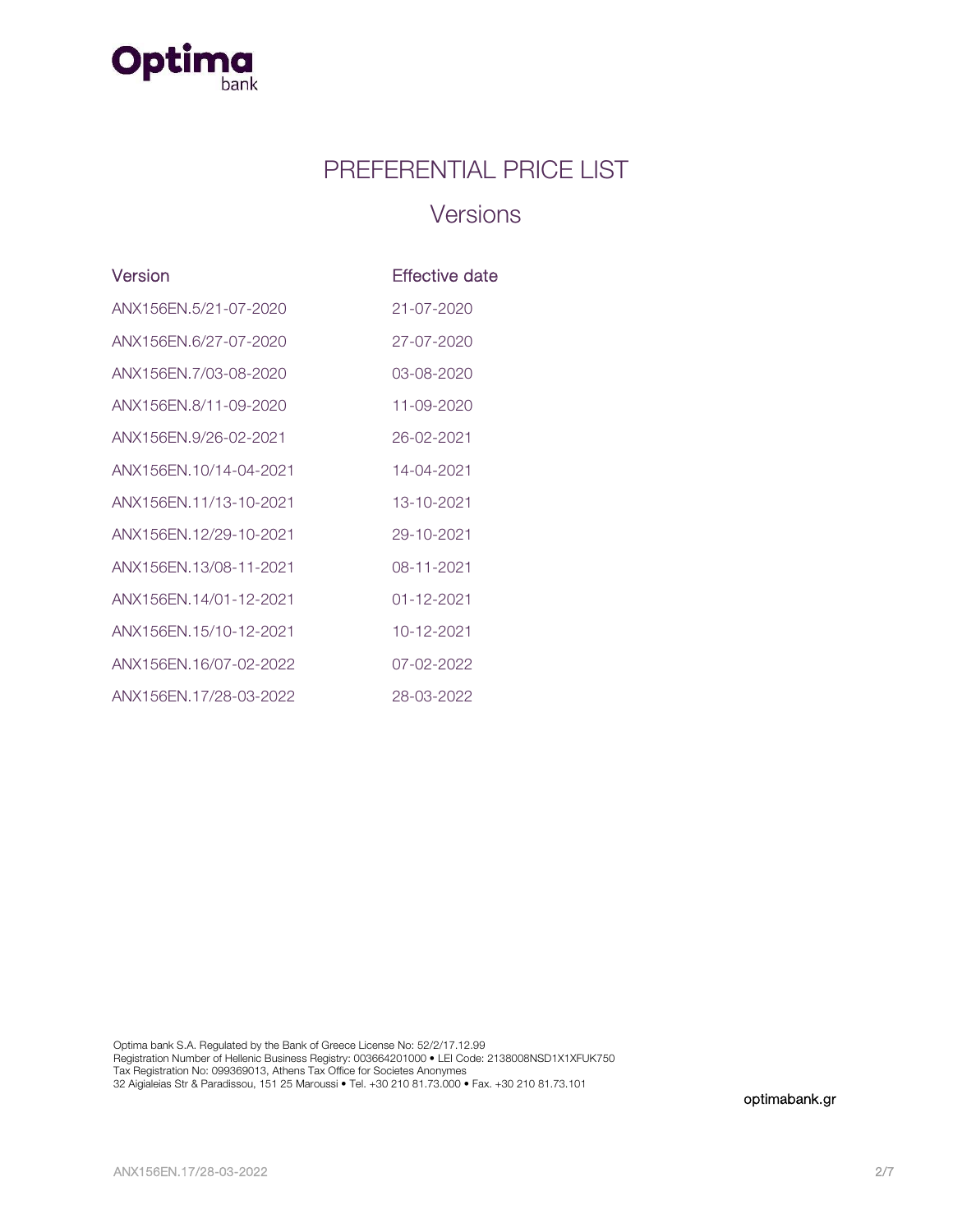Optima bank

# PREFERENTIAL PRICE LIST

## Versions

| Version | Effective date |
| --- | --- |
| ANX156EN.5/21-07-2020 | 21-07-2020 |
| ANX156EN.6/27-07-2020 | 27-07-2020 |
| ANX156EN.7/03-08-2020 | 03-08-2020 |
| ANX156EN.8/11-09-2020 | 11-09-2020 |
| ANX156EN.9/26-02-2021 | 26-02-2021 |
| ANX156EN.10/14-04-2021 | 14-04-2021 |
| ANX156EN.11/13-10-2021 | 13-10-2021 |
| ANX156EN.12/29-10-2021 | 29-10-2021 |
| ANX156EN.13/08-11-2021 | 08-11-2021 |
| ANX156EN.14/01-12-2021 | 01-12-2021 |
| ANX156EN.15/10-12-2021 | 10-12-2021 |
| ANX156EN.16/07-02-2022 | 07-02-2022 |
| ANX156EN.17/28-03-2022 | 28-03-2022 |

Optima bank S.A. Regulated by the Bank of Greece License No: 52/2/17.12.99
Registration Number of Hellenic Business Registry: 003664201000 • LEI Code: 2138008NSD1X1XFUK750
Tax Registration No: 099369013, Athens Tax Office for Societes Anonymes
32 Aigialeias Str & Paradissou, 151 25 Maroussi • Tel. +30 210 81.73.000 • Fax. +30 210 81.73.101

optimabank.gr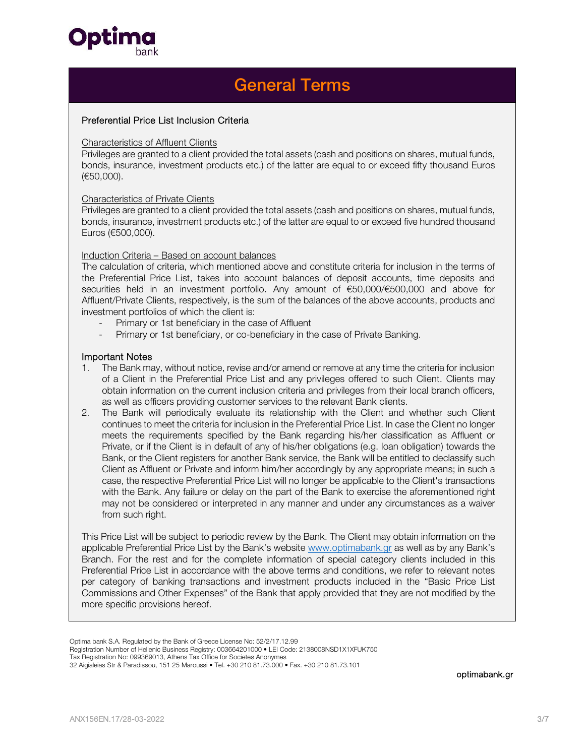# General Terms

## Preferential Price List Inclusion Criteria

Characteristics of Affluent Clients

Privileges are granted to a client provided the total assets (cash and positions on shares, mutual funds, bonds, insurance, investment products etc.) of the latter are equal to or exceed fifty thousand Euros (€50,000).

Characteristics of Private Clients

Privileges are granted to a client provided the total assets (cash and positions on shares, mutual funds, bonds, insurance, investment products etc.) of the latter are equal to or exceed five hundred thousand Euros (€500,000).

Induction Criteria – Based on account balances

The calculation of criteria, which mentioned above and constitute criteria for inclusion in the terms of the Preferential Price List, takes into account balances of deposit accounts, time deposits and securities held in an investment portfolio. Any amount of €50,000/€500,000 and above for Affluent/Private Clients, respectively, is the sum of the balances of the above accounts, products and investment portfolios of which the client is:

- Primary or 1st beneficiary in the case of Affluent
- Primary or 1st beneficiary, or co-beneficiary in the case of Private Banking.

### Important Notes

1. The Bank may, without notice, revise and/or amend or remove at any time the criteria for inclusion of a Client in the Preferential Price List and any privileges offered to such Client. Clients may obtain information on the current inclusion criteria and privileges from their local branch officers, as well as officers providing customer services to the relevant Bank clients.
2. The Bank will periodically evaluate its relationship with the Client and whether such Client continues to meet the criteria for inclusion in the Preferential Price List. In case the Client no longer meets the requirements specified by the Bank regarding his/her classification as Affluent or Private, or if the Client is in default of any of his/her obligations (e.g. loan obligation) towards the Bank, or the Client registers for another Bank service, the Bank will be entitled to declassify such Client as Affluent or Private and inform him/her accordingly by any appropriate means; in such a case, the respective Preferential Price List will no longer be applicable to the Client's transactions with the Bank. Any failure or delay on the part of the Bank to exercise the aforementioned right may not be considered or interpreted in any manner and under any circumstances as a waiver from such right.

This Price List will be subject to periodic review by the Bank. The Client may obtain information on the applicable Preferential Price List by the Bank's website www.optimabank.gr as well as by any Bank's Branch. For the rest and for the complete information of special category clients included in this Preferential Price List in accordance with the above terms and conditions, we refer to relevant notes per category of banking transactions and investment products included in the "Basic Price List Commissions and Other Expenses" of the Bank that apply provided that they are not modified by the more specific provisions hereof.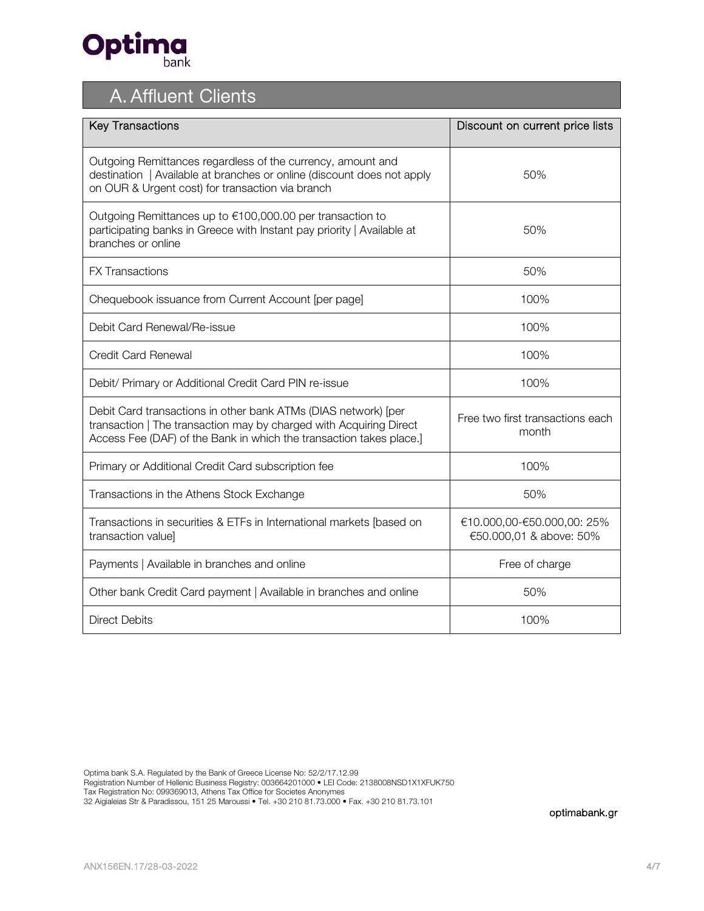## A. Affluent Clients

| Key Transactions | Discount on current price lists |
| --- | --- |
| Outgoing Remittances regardless of the currency, amount and destination \| Available at branches or online (discount does not apply on OUR & Urgent cost) for transaction via branch | 50% |
| Outgoing Remittances up to €100,000.00 per transaction to participating banks in Greece with Instant pay priority \| Available at branches or online | 50% |
| FX Transactions | 50% |
| Chequebook issuance from Current Account [per page] | 100% |
| Debit Card Renewal/Re-issue | 100% |
| Credit Card Renewal | 100% |
| Debit/ Primary or Additional Credit Card PIN re-issue | 100% |
| Debit Card transactions in other bank ATMs (DIAS network) [per transaction \| The transaction may by charged with Acquiring Direct Access Fee (DAF) of the Bank in which the transaction takes place.] | Free two first transactions each month |
| Primary or Additional Credit Card subscription fee | 100% |
| Transactions in the Athens Stock Exchange | 50% |
| Transactions in securities & ETFs in International markets [based on transaction value] | €10.000,00-€50.000,00: 25%<br>€50.000,01 & above: 50% |
| Payments \| Available in branches and online | Free of charge |
| Other bank Credit Card payment \| Available in branches and online | 50% |
| Direct Debits | 100% |

Optima bank S.A. Regulated by the Bank of Greece License No: 52/2/17.12.99
Registration Number of Hellenic Business Registry: 003664201000 • LEI Code: 2138008NSD1X1XFUK750
Tax Registration No: 099369013, Athens Tax Office for Societes Anonymes
32 Aigialeias Str & Paradissou, 151 25 Maroussi • Tel. +30 210 81.73.000 • Fax. +30 210 81.73.101

optimabank.gr

ANX156EN.17/28-03-2022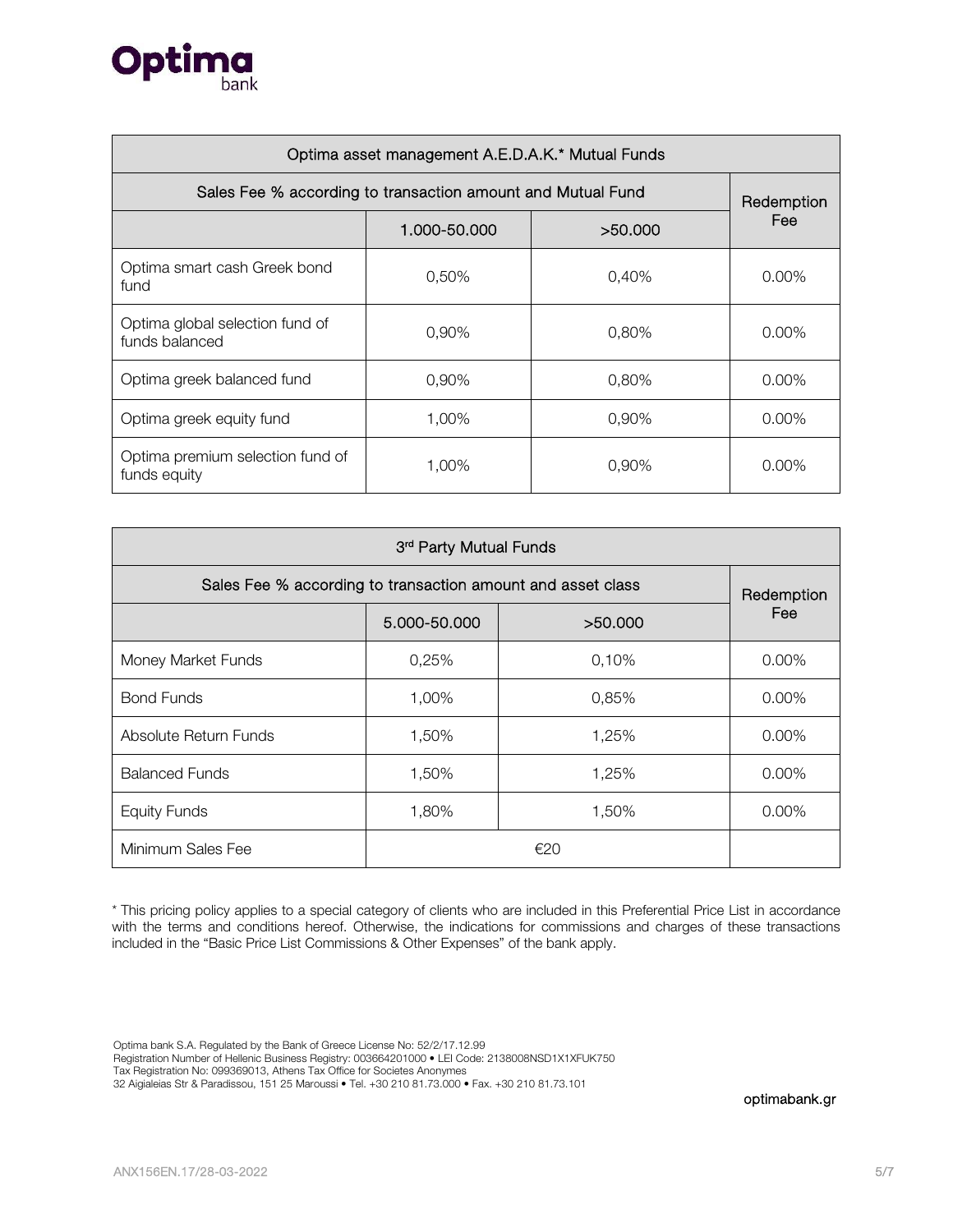| Optima asset management A.E.D.A.K.* Mutual Funds | | | |
|---|---|---|---|
| Sales Fee % according to transaction amount and Mutual Fund | | | Redemption Fee |
| | 1.000-50.000 | >50.000 | |
| Optima smart cash Greek bond fund | 0,50% | 0,40% | 0.00% |
| Optima global selection fund of funds balanced | 0,90% | 0,80% | 0.00% |
| Optima greek balanced fund | 0,90% | 0,80% | 0.00% |
| Optima greek equity fund | 1,00% | 0,90% | 0.00% |
| Optima premium selection fund of funds equity | 1,00% | 0,90% | 0.00% |

| 3rd Party Mutual Funds | | | |
|---|---|---|---|
| Sales Fee % according to transaction amount and asset class | | | Redemption Fee |
| | 5.000-50.000 | >50.000 | |
| Money Market Funds | 0,25% | 0,10% | 0.00% |
| Bond Funds | 1,00% | 0,85% | 0.00% |
| Absolute Return Funds | 1,50% | 1,25% | 0.00% |
| Balanced Funds | 1,50% | 1,25% | 0.00% |
| Equity Funds | 1,80% | 1,50% | 0.00% |
| Minimum Sales Fee | €20 | | |

* This pricing policy applies to a special category of clients who are included in this Preferential Price List in accordance with the terms and conditions hereof. Otherwise, the indications for commissions and charges of these transactions included in the "Basic Price List Commissions & Other Expenses" of the bank apply.

Optima bank S.A. Regulated by the Bank of Greece License No: 52/2/17.12.99
Registration Number of Hellenic Business Registry: 003664201000 • LEI Code: 2138008NSD1X1XFUK750
Tax Registration No: 099369013, Athens Tax Office for Societes Anonymes
32 Aigialeias Str & Paradissou, 151 25 Maroussi • Tel. +30 210 81.73.000 • Fax. +30 210 81.73.101

optimabank.gr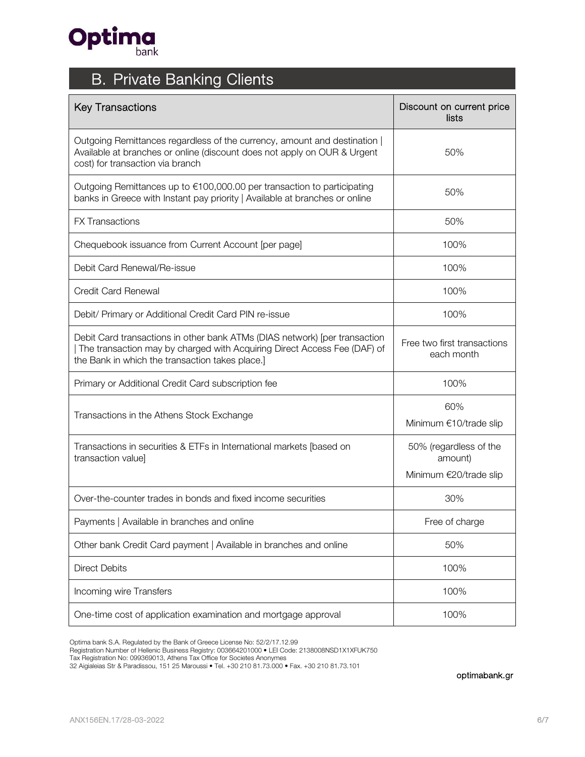## B. Private Banking Clients

| Key Transactions | Discount on current price lists |
|---|---|
| Outgoing Remittances regardless of the currency, amount and destination \| Available at branches or online (discount does not apply on OUR & Urgent cost) for transaction via branch | 50% |
| Outgoing Remittances up to €100,000.00 per transaction to participating banks in Greece with Instant pay priority \| Available at branches or online | 50% |
| FX Transactions | 50% |
| Chequebook issuance from Current Account [per page] | 100% |
| Debit Card Renewal/Re-issue | 100% |
| Credit Card Renewal | 100% |
| Debit/ Primary or Additional Credit Card PIN re-issue | 100% |
| Debit Card transactions in other bank ATMs (DIAS network) [per transaction \| The transaction may by charged with Acquiring Direct Access Fee (DAF) of the Bank in which the transaction takes place.] | Free two first transactions each month |
| Primary or Additional Credit Card subscription fee | 100% |
| Transactions in the Athens Stock Exchange | 60%<br>Minimum €10/trade slip |
| Transactions in securities & ETFs in International markets [based on transaction value] | 50% (regardless of the amount)<br>Minimum €20/trade slip |
| Over-the-counter trades in bonds and fixed income securities | 30% |
| Payments \| Available in branches and online | Free of charge |
| Other bank Credit Card payment \| Available in branches and online | 50% |
| Direct Debits | 100% |
| Incoming wire Transfers | 100% |
| One-time cost of application examination and mortgage approval | 100% |

Optima bank S.A. Regulated by the Bank of Greece License No: 52/2/17.12.99
Registration Number of Hellenic Business Registry: 003664201000 • LEI Code: 2138008NSD1X1XFUK750
Tax Registration No: 099369013, Athens Tax Office for Societes Anonymes
32 Aigialeias Str & Paradissou, 151 25 Maroussi • Tel. +30 210 81.73.000 • Fax. +30 210 81.73.101

optimabank.gr

ANX156EN.17/28-03-2022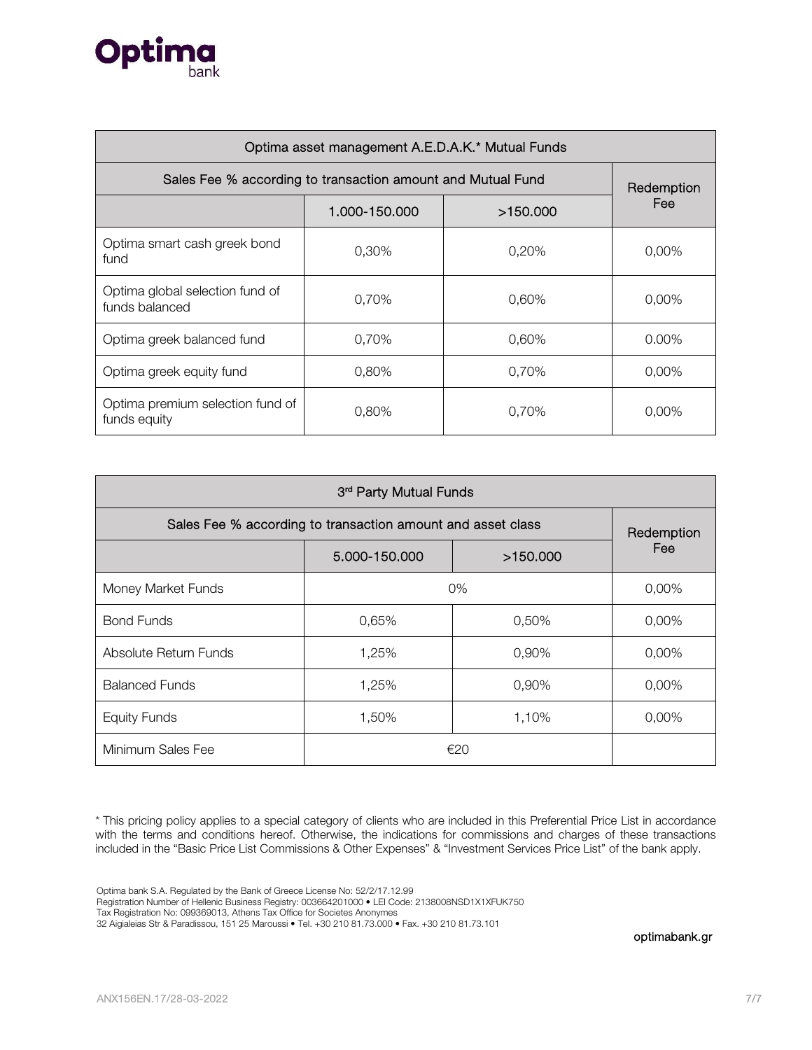| Optima asset management A.E.D.A.K.* Mutual Funds | | | |
|---|---|---|---|
| Sales Fee % according to transaction amount and Mutual Fund | | | Redemption Fee |
| | 1.000-150.000 | >150.000 | |
| Optima smart cash greek bond fund | 0,30% | 0,20% | 0,00% |
| Optima global selection fund of funds balanced | 0,70% | 0,60% | 0,00% |
| Optima greek balanced fund | 0,70% | 0,60% | 0.00% |
| Optima greek equity fund | 0,80% | 0,70% | 0,00% |
| Optima premium selection fund of funds equity | 0,80% | 0,70% | 0,00% |

| 3rd Party Mutual Funds | | | |
|---|---|---|---|
| Sales Fee % according to transaction amount and asset class | | | Redemption Fee |
| | 5.000-150.000 | >150.000 | |
| Money Market Funds | 0% | | 0,00% |
| Bond Funds | 0,65% | 0,50% | 0,00% |
| Absolute Return Funds | 1,25% | 0,90% | 0,00% |
| Balanced Funds | 1,25% | 0,90% | 0,00% |
| Equity Funds | 1,50% | 1,10% | 0,00% |
| Minimum Sales Fee | €20 | | |

* This pricing policy applies to a special category of clients who are included in this Preferential Price List in accordance with the terms and conditions hereof. Otherwise, the indications for commissions and charges of these transactions included in the "Basic Price List Commissions & Other Expenses" & "Investment Services Price List" of the bank apply.

Optima bank S.A. Regulated by the Bank of Greece License No: 52/2/17.12.99
Registration Number of Hellenic Business Registry: 003664201000 • LEI Code: 2138008NSD1X1XFUK750
Tax Registration No: 099369013, Athens Tax Office for Societes Anonymes
32 Aigialeias Str & Paradissou, 151 25 Maroussi • Tel. +30 210 81.73.000 • Fax. +30 210 81.73.101

optimabank.gr

ANX156EN.17/28-03-2022